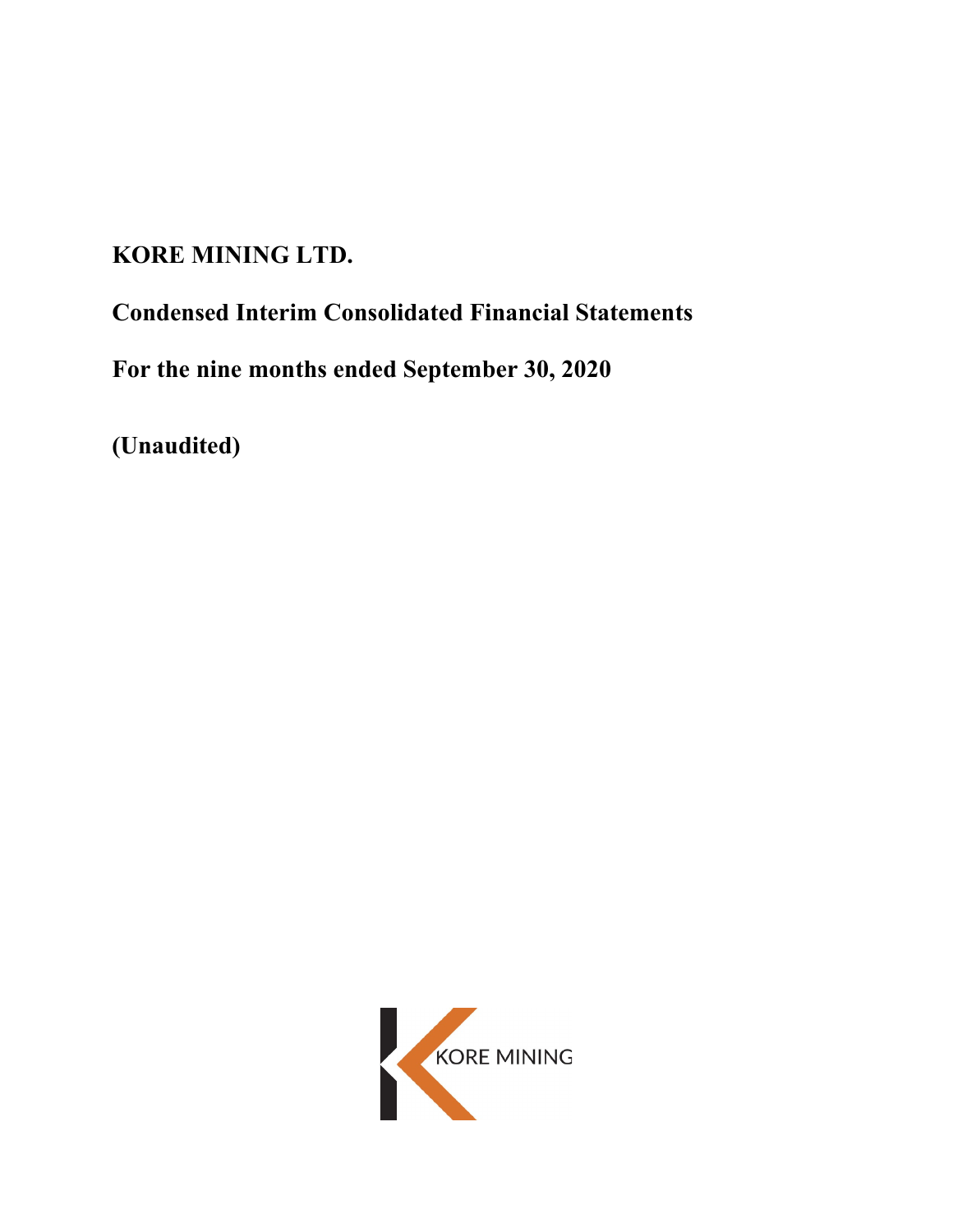**KORE MINING LTD.**

**Condensed Interim Consolidated Financial Statements**

**For the nine months ended September 30, 2020**

**(Unaudited)**

KORE MINING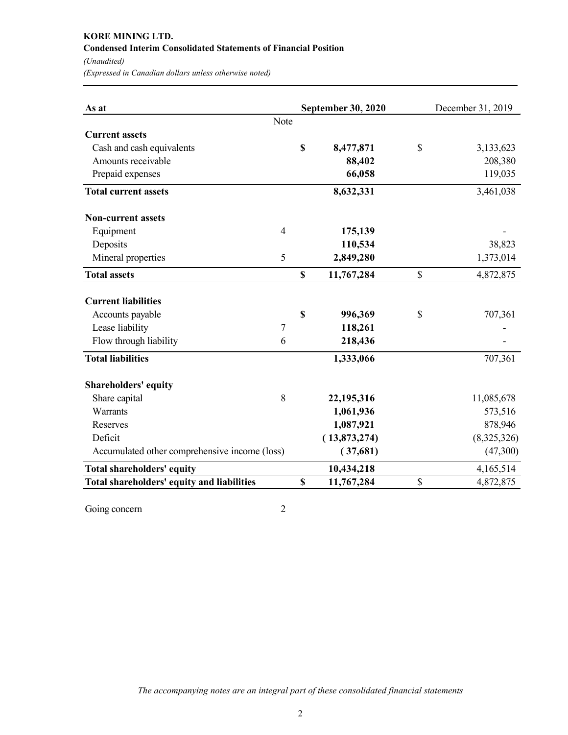**KORE MINING LTD.**

**Condensed Interim Consolidated Statements of Financial Position**

*(Unaudited)*

*(Expressed in Canadian dollars unless otherwise noted)*

| As at | Note | September 30, 2020 | December 31, 2019 |
|---|---|---|---|
| **Current assets** | | | |
| Cash and cash equivalents | | **$ 8,477,871** | $ 3,133,623 |
| Amounts receivable | | **88,402** | 208,380 |
| Prepaid expenses | | **66,058** | 119,035 |
| **Total current assets** | | **8,632,331** | 3,461,038 |
| **Non-current assets** | | | |
| Equipment | 4 | **175,139** | - |
| Deposits | | **110,534** | 38,823 |
| Mineral properties | 5 | **2,849,280** | 1,373,014 |
| **Total assets** | | **$ 11,767,284** | $ 4,872,875 |
| **Current liabilities** | | | |
| Accounts payable | | **$ 996,369** | $ 707,361 |
| Lease liability | 7 | **118,261** | - |
| Flow through liability | 6 | **218,436** | - |
| **Total liabilities** | | **1,333,066** | 707,361 |
| **Shareholders' equity** | | | |
| Share capital | 8 | **22,195,316** | 11,085,678 |
| Warrants | | **1,061,936** | 573,516 |
| Reserves | | **1,087,921** | 878,946 |
| Deficit | | **( 13,873,274)** | (8,325,326) |
| Accumulated other comprehensive income (loss) | | **( 37,681)** | (47,300) |
| **Total shareholders' equity** | | **10,434,218** | 4,165,514 |
| **Total shareholders' equity and liabilities** | | **$ 11,767,284** | $ 4,872,875 |

Going concern 2

*The accompanying notes are an integral part of these consolidated financial statements*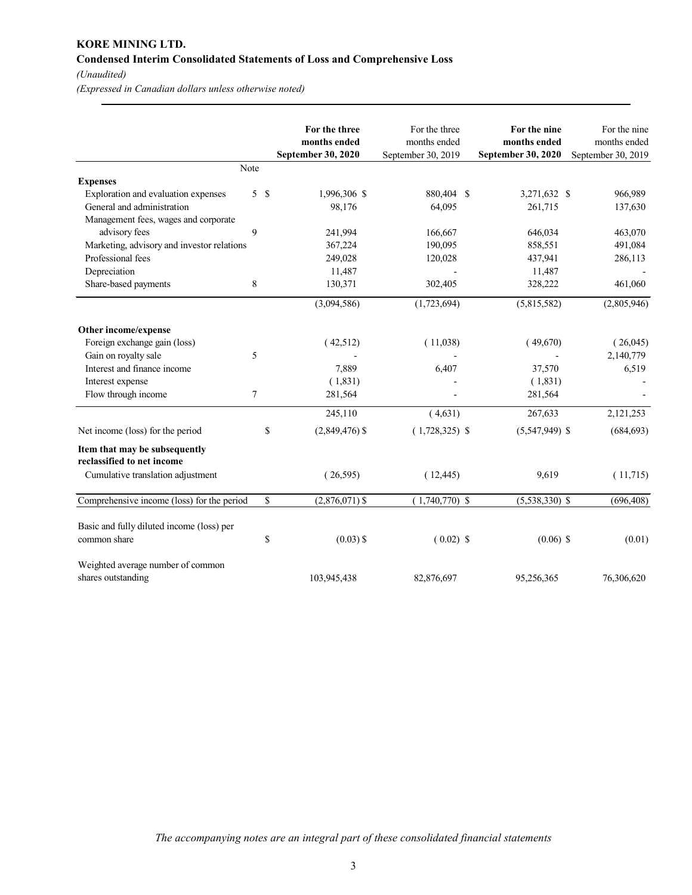**KORE MINING LTD.**

**Condensed Interim Consolidated Statements of Loss and Comprehensive Loss**

*(Unaudited)*

*(Expressed in Canadian dollars unless otherwise noted)*

| | Note | **For the three months ended September 30, 2020** | For the three months ended September 30, 2019 | **For the nine months ended September 30, 2020** | For the nine months ended September 30, 2019 |
|---|---|---|---|---|---|
| **Expenses** | | | | | |
| Exploration and evaluation expenses | 5 | $ 1,996,306 | $ 880,404 | $ 3,271,632 | $ 966,989 |
| General and administration | | 98,176 | 64,095 | 261,715 | 137,630 |
| Management fees, wages and corporate advisory fees | 9 | 241,994 | 166,667 | 646,034 | 463,070 |
| Marketing, advisory and investor relations | | 367,224 | 190,095 | 858,551 | 491,084 |
| Professional fees | | 249,028 | 120,028 | 437,941 | 286,113 |
| Depreciation | | 11,487 | - | 11,487 | - |
| Share-based payments | 8 | 130,371 | 302,405 | 328,222 | 461,060 |
| | | (3,094,586) | (1,723,694) | (5,815,582) | (2,805,946) |
| **Other income/expense** | | | | | |
| Foreign exchange gain (loss) | | ( 42,512) | ( 11,038) | ( 49,670) | ( 26,045) |
| Gain on royalty sale | 5 | - | - | - | 2,140,779 |
| Interest and finance income | | 7,889 | 6,407 | 37,570 | 6,519 |
| Interest expense | | ( 1,831) | - | ( 1,831) | - |
| Flow through income | 7 | 281,564 | - | 281,564 | - |
| | | 245,110 | ( 4,631) | 267,633 | 2,121,253 |
| Net income (loss) for the period | | $ (2,849,476) | $ ( 1,728,325) | $ (5,547,949) | $ (684,693) |
| **Item that may be subsequently reclassified to net income** | | | | | |
| Cumulative translation adjustment | | ( 26,595) | ( 12,445) | 9,619 | ( 11,715) |
| Comprehensive income (loss) for the period | | $ (2,876,071) | $ ( 1,740,770) | $ (5,538,330) | $ (696,408) |
| Basic and fully diluted income (loss) per common share | | $ (0.03) | $ ( 0.02) | $ (0.06) | $ (0.01) |
| Weighted average number of common shares outstanding | | 103,945,438 | 82,876,697 | 95,256,365 | 76,306,620 |

*The accompanying notes are an integral part of these consolidated financial statements*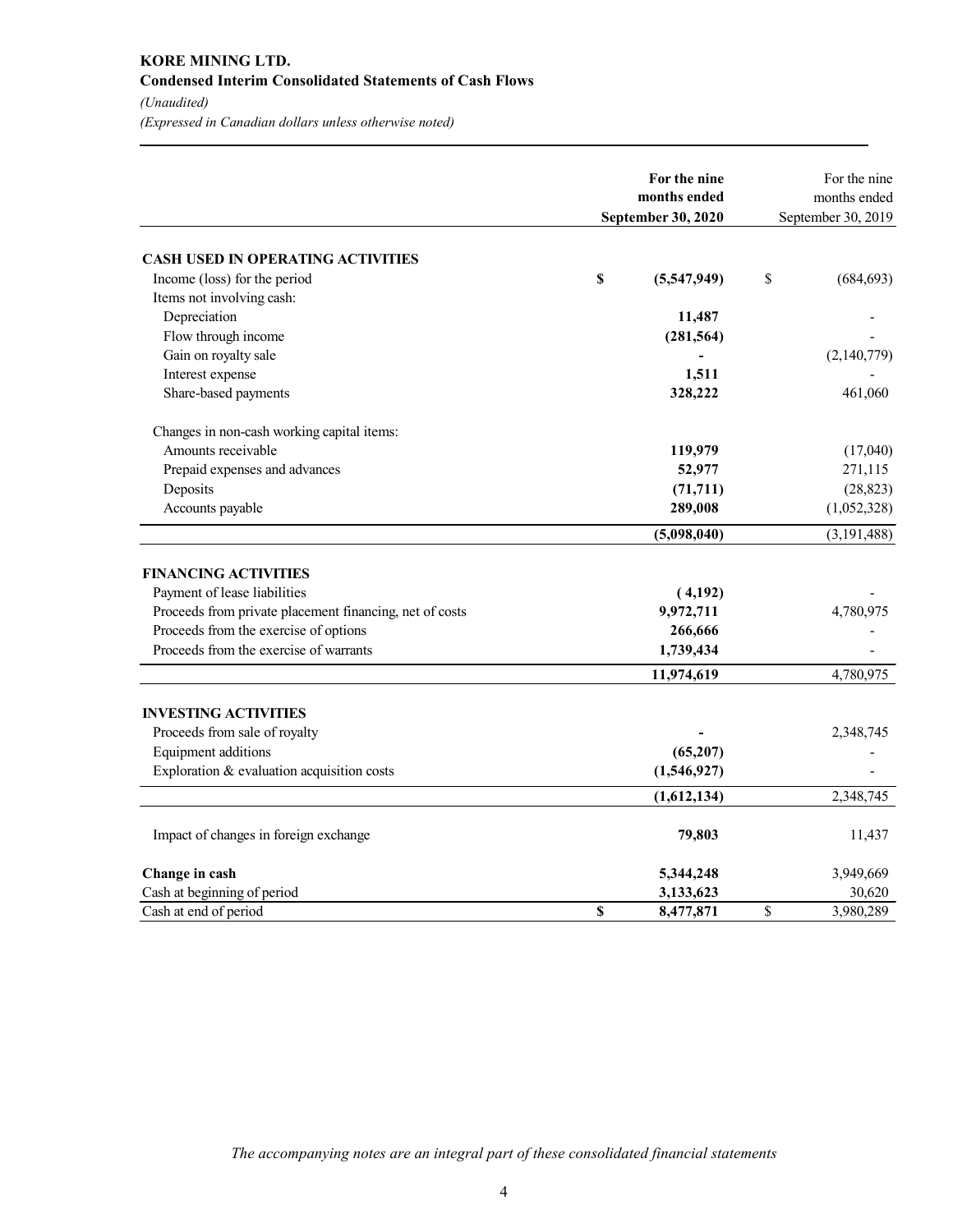**KORE MINING LTD.**
**Condensed Interim Consolidated Statements of Cash Flows**
*(Unaudited)*
*(Expressed in Canadian dollars unless otherwise noted)*

| | For the nine months ended September 30, 2020 | For the nine months ended September 30, 2019 |
|---|---|---|
| **CASH USED IN OPERATING ACTIVITIES** | | |
| Income (loss) for the period | **$ (5,547,949)** | $ (684,693) |
| Items not involving cash: | | |
| Depreciation | **11,487** | - |
| Flow through income | **(281,564)** | - |
| Gain on royalty sale | **-** | (2,140,779) |
| Interest expense | **1,511** | - |
| Share-based payments | **328,222** | 461,060 |
| Changes in non-cash working capital items: | | |
| Amounts receivable | **119,979** | (17,040) |
| Prepaid expenses and advances | **52,977** | 271,115 |
| Deposits | **(71,711)** | (28,823) |
| Accounts payable | **289,008** | (1,052,328) |
| | **(5,098,040)** | (3,191,488) |
| **FINANCING ACTIVITIES** | | |
| Payment of lease liabilities | **( 4,192)** | - |
| Proceeds from private placement financing, net of costs | **9,972,711** | 4,780,975 |
| Proceeds from the exercise of options | **266,666** | - |
| Proceeds from the exercise of warrants | **1,739,434** | - |
| | **11,974,619** | 4,780,975 |
| **INVESTING ACTIVITIES** | | |
| Proceeds from sale of royalty | **-** | 2,348,745 |
| Equipment additions | **(65,207)** | - |
| Exploration & evaluation acquisition costs | **(1,546,927)** | - |
| | **(1,612,134)** | 2,348,745 |
| Impact of changes in foreign exchange | **79,803** | 11,437 |
| **Change in cash** | **5,344,248** | 3,949,669 |
| Cash at beginning of period | **3,133,623** | 30,620 |
| Cash at end of period | **$ 8,477,871** | $ 3,980,289 |

*The accompanying notes are an integral part of these consolidated financial statements*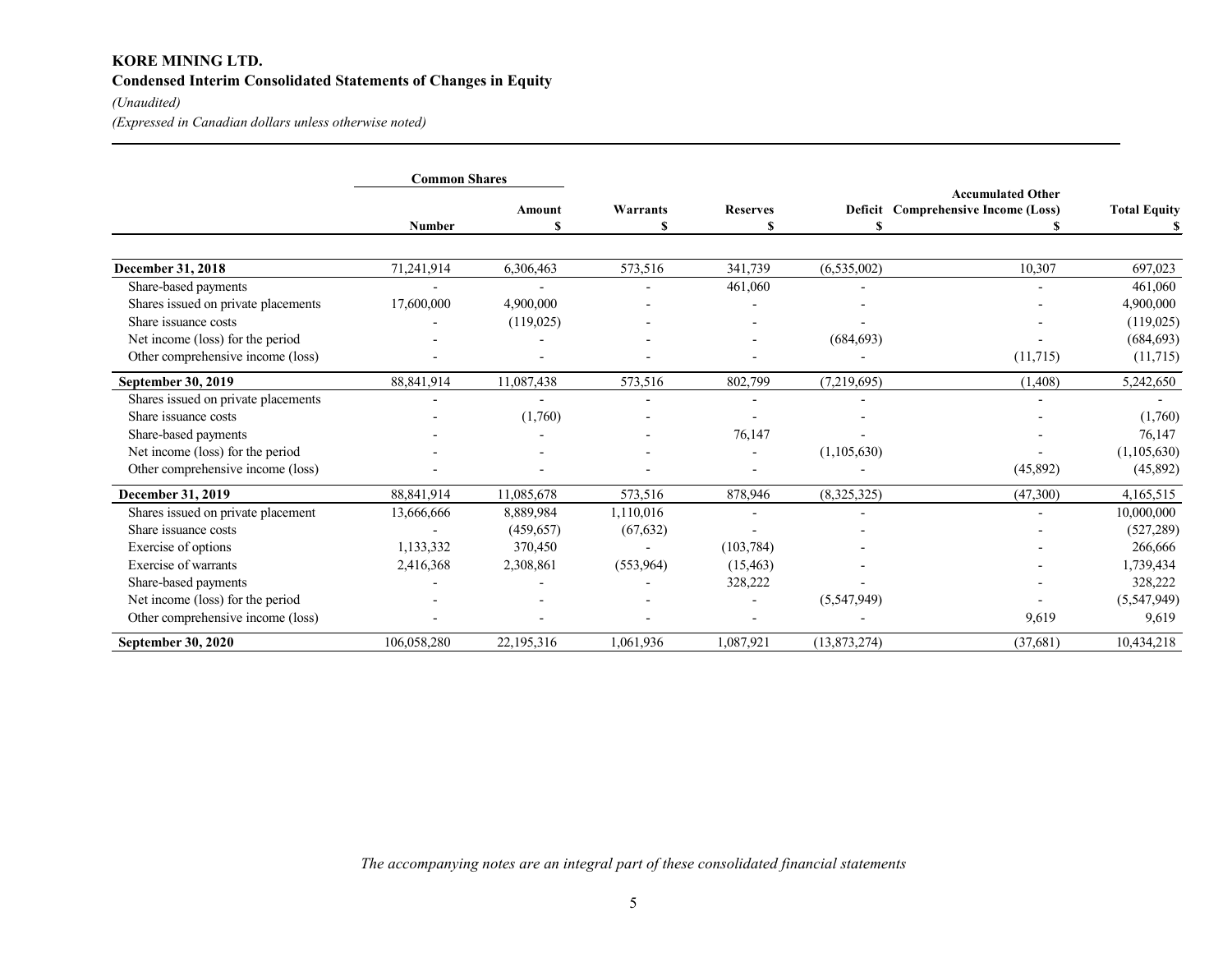**KORE MINING LTD.**

**Condensed Interim Consolidated Statements of Changes in Equity**

*(Unaudited)*

*(Expressed in Canadian dollars unless otherwise noted)*

| | Common Shares | | | | | | |
|---|---|---|---|---|---|---|---|
| | Number | Amount $ | Warrants $ | Reserves $ | Deficit $ | Accumulated Other Comprehensive Income (Loss) $ | Total Equity $ |
| **December 31, 2018** | 71,241,914 | 6,306,463 | 573,516 | 341,739 | (6,535,002) | 10,307 | 697,023 |
| Share-based payments | - | - | - | 461,060 | - | - | 461,060 |
| Shares issued on private placements | 17,600,000 | 4,900,000 | - | - | - | - | 4,900,000 |
| Share issuance costs | - | (119,025) | - | - | - | - | (119,025) |
| Net income (loss) for the period | - | - | - | - | (684,693) | - | (684,693) |
| Other comprehensive income (loss) | - | - | - | - | - | (11,715) | (11,715) |
| **September 30, 2019** | 88,841,914 | 11,087,438 | 573,516 | 802,799 | (7,219,695) | (1,408) | 5,242,650 |
| Shares issued on private placements | - | - | - | - | - | - | - |
| Share issuance costs | - | (1,760) | - | - | - | - | (1,760) |
| Share-based payments | - | - | - | 76,147 | - | - | 76,147 |
| Net income (loss) for the period | - | - | - | - | (1,105,630) | - | (1,105,630) |
| Other comprehensive income (loss) | - | - | - | - | - | (45,892) | (45,892) |
| **December 31, 2019** | 88,841,914 | 11,085,678 | 573,516 | 878,946 | (8,325,325) | (47,300) | 4,165,515 |
| Shares issued on private placement | 13,666,666 | 8,889,984 | 1,110,016 | - | - | - | 10,000,000 |
| Share issuance costs | - | (459,657) | (67,632) | - | - | - | (527,289) |
| Exercise of options | 1,133,332 | 370,450 | - | (103,784) | - | - | 266,666 |
| Exercise of warrants | 2,416,368 | 2,308,861 | (553,964) | (15,463) | - | - | 1,739,434 |
| Share-based payments | - | - | - | 328,222 | - | - | 328,222 |
| Net income (loss) for the period | - | - | - | - | (5,547,949) | - | (5,547,949) |
| Other comprehensive income (loss) | - | - | - | - | - | 9,619 | 9,619 |
| **September 30, 2020** | 106,058,280 | 22,195,316 | 1,061,936 | 1,087,921 | (13,873,274) | (37,681) | 10,434,218 |

*The accompanying notes are an integral part of these consolidated financial statements*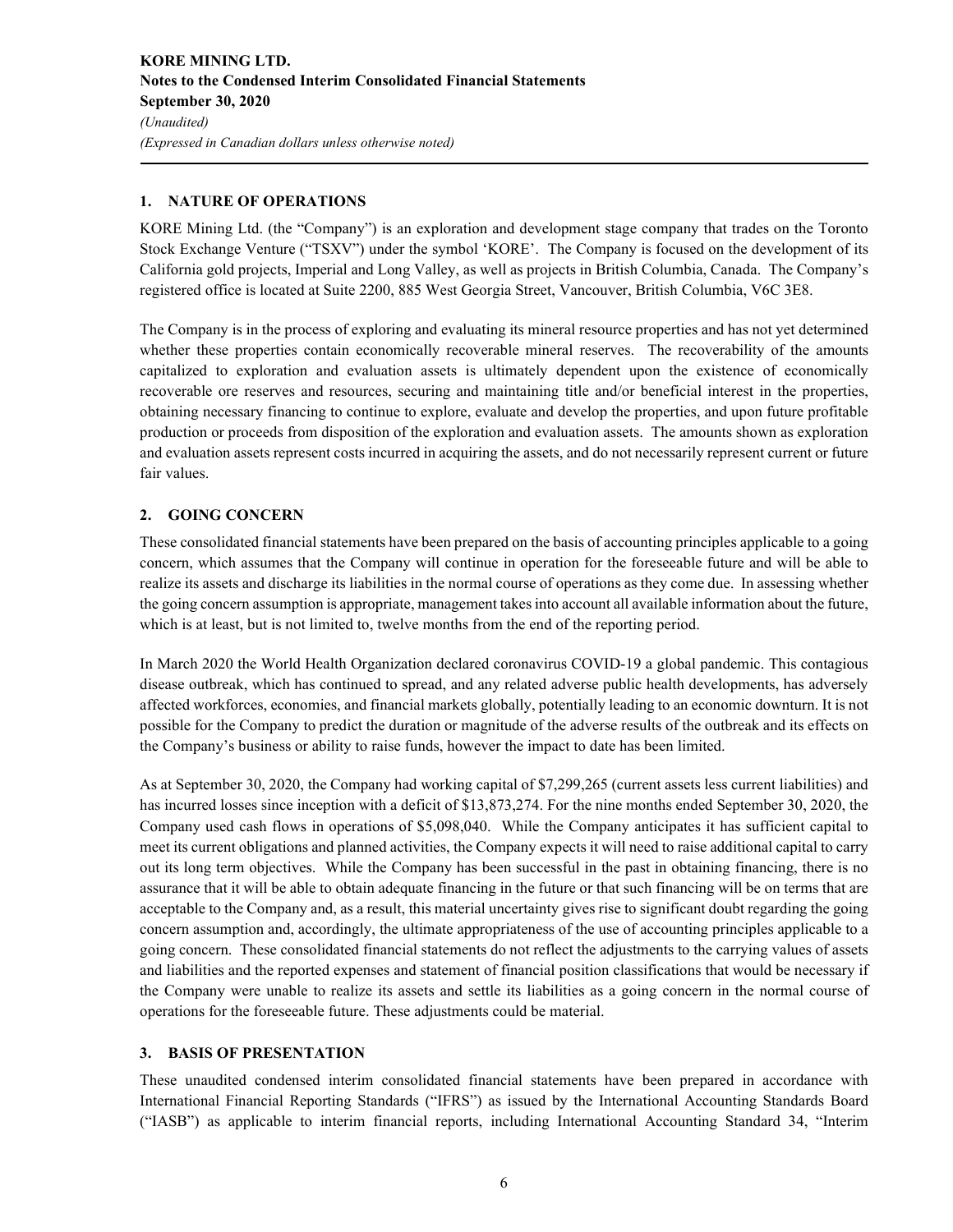## 1. NATURE OF OPERATIONS

KORE Mining Ltd. (the "Company") is an exploration and development stage company that trades on the Toronto Stock Exchange Venture ("TSXV") under the symbol 'KORE'. The Company is focused on the development of its California gold projects, Imperial and Long Valley, as well as projects in British Columbia, Canada. The Company's registered office is located at Suite 2200, 885 West Georgia Street, Vancouver, British Columbia, V6C 3E8.

The Company is in the process of exploring and evaluating its mineral resource properties and has not yet determined whether these properties contain economically recoverable mineral reserves. The recoverability of the amounts capitalized to exploration and evaluation assets is ultimately dependent upon the existence of economically recoverable ore reserves and resources, securing and maintaining title and/or beneficial interest in the properties, obtaining necessary financing to continue to explore, evaluate and develop the properties, and upon future profitable production or proceeds from disposition of the exploration and evaluation assets. The amounts shown as exploration and evaluation assets represent costs incurred in acquiring the assets, and do not necessarily represent current or future fair values.

## 2. GOING CONCERN

These consolidated financial statements have been prepared on the basis of accounting principles applicable to a going concern, which assumes that the Company will continue in operation for the foreseeable future and will be able to realize its assets and discharge its liabilities in the normal course of operations as they come due. In assessing whether the going concern assumption is appropriate, management takes into account all available information about the future, which is at least, but is not limited to, twelve months from the end of the reporting period.

In March 2020 the World Health Organization declared coronavirus COVID-19 a global pandemic. This contagious disease outbreak, which has continued to spread, and any related adverse public health developments, has adversely affected workforces, economies, and financial markets globally, potentially leading to an economic downturn. It is not possible for the Company to predict the duration or magnitude of the adverse results of the outbreak and its effects on the Company's business or ability to raise funds, however the impact to date has been limited.

As at September 30, 2020, the Company had working capital of $7,299,265 (current assets less current liabilities) and has incurred losses since inception with a deficit of $13,873,274. For the nine months ended September 30, 2020, the Company used cash flows in operations of $5,098,040. While the Company anticipates it has sufficient capital to meet its current obligations and planned activities, the Company expects it will need to raise additional capital to carry out its long term objectives. While the Company has been successful in the past in obtaining financing, there is no assurance that it will be able to obtain adequate financing in the future or that such financing will be on terms that are acceptable to the Company and, as a result, this material uncertainty gives rise to significant doubt regarding the going concern assumption and, accordingly, the ultimate appropriateness of the use of accounting principles applicable to a going concern. These consolidated financial statements do not reflect the adjustments to the carrying values of assets and liabilities and the reported expenses and statement of financial position classifications that would be necessary if the Company were unable to realize its assets and settle its liabilities as a going concern in the normal course of operations for the foreseeable future. These adjustments could be material.

## 3. BASIS OF PRESENTATION

These unaudited condensed interim consolidated financial statements have been prepared in accordance with International Financial Reporting Standards ("IFRS") as issued by the International Accounting Standards Board ("IASB") as applicable to interim financial reports, including International Accounting Standard 34, "Interim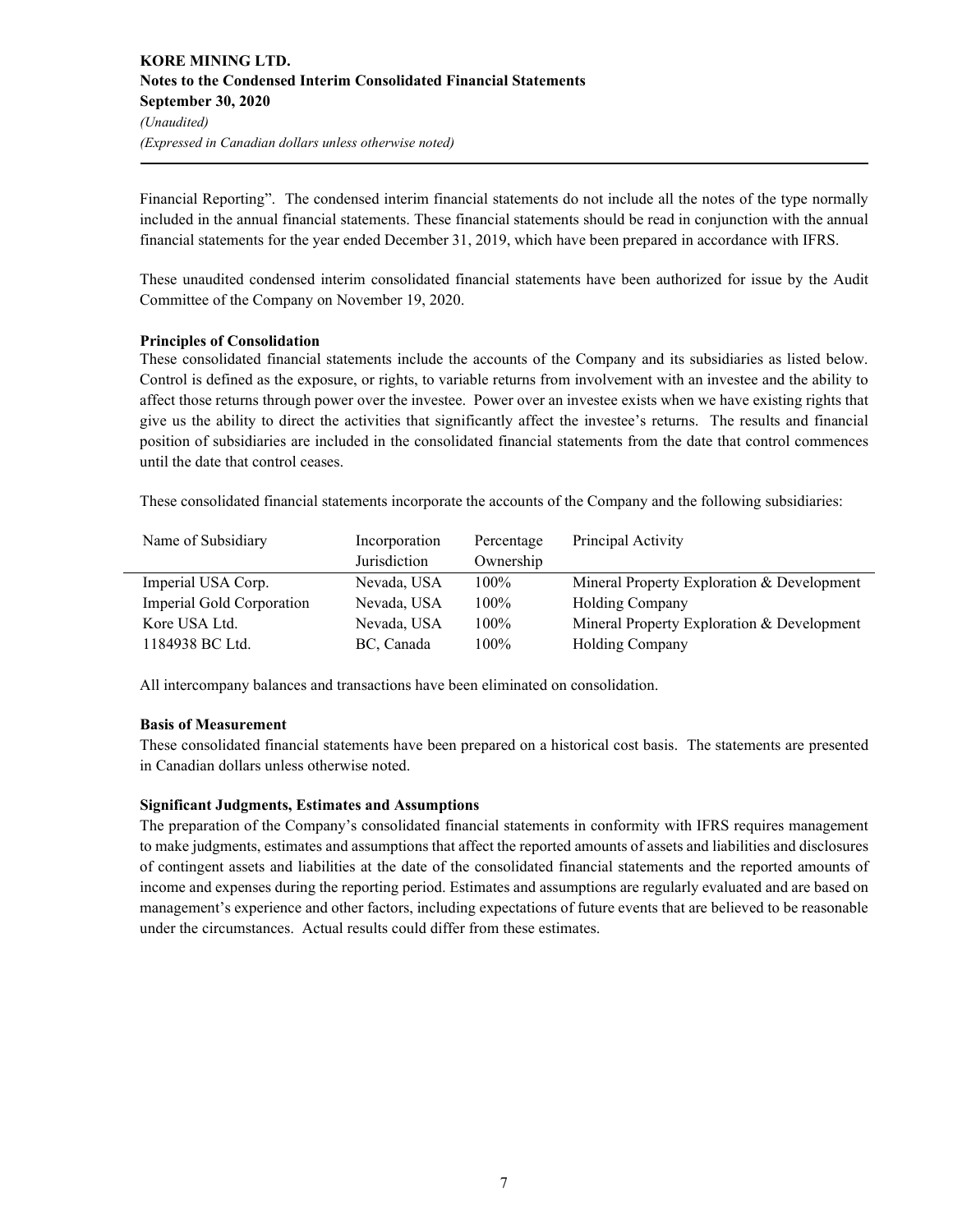Financial Reporting". The condensed interim financial statements do not include all the notes of the type normally included in the annual financial statements. These financial statements should be read in conjunction with the annual financial statements for the year ended December 31, 2019, which have been prepared in accordance with IFRS.

These unaudited condensed interim consolidated financial statements have been authorized for issue by the Audit Committee of the Company on November 19, 2020.

**Principles of Consolidation**

These consolidated financial statements include the accounts of the Company and its subsidiaries as listed below. Control is defined as the exposure, or rights, to variable returns from involvement with an investee and the ability to affect those returns through power over the investee. Power over an investee exists when we have existing rights that give us the ability to direct the activities that significantly affect the investee's returns. The results and financial position of subsidiaries are included in the consolidated financial statements from the date that control commences until the date that control ceases.

These consolidated financial statements incorporate the accounts of the Company and the following subsidiaries:

| Name of Subsidiary | Incorporation Jurisdiction | Percentage Ownership | Principal Activity |
|---|---|---|---|
| Imperial USA Corp. | Nevada, USA | 100% | Mineral Property Exploration & Development |
| Imperial Gold Corporation | Nevada, USA | 100% | Holding Company |
| Kore USA Ltd. | Nevada, USA | 100% | Mineral Property Exploration & Development |
| 1184938 BC Ltd. | BC, Canada | 100% | Holding Company |

All intercompany balances and transactions have been eliminated on consolidation.

**Basis of Measurement**

These consolidated financial statements have been prepared on a historical cost basis. The statements are presented in Canadian dollars unless otherwise noted.

**Significant Judgments, Estimates and Assumptions**

The preparation of the Company's consolidated financial statements in conformity with IFRS requires management to make judgments, estimates and assumptions that affect the reported amounts of assets and liabilities and disclosures of contingent assets and liabilities at the date of the consolidated financial statements and the reported amounts of income and expenses during the reporting period. Estimates and assumptions are regularly evaluated and are based on management's experience and other factors, including expectations of future events that are believed to be reasonable under the circumstances. Actual results could differ from these estimates.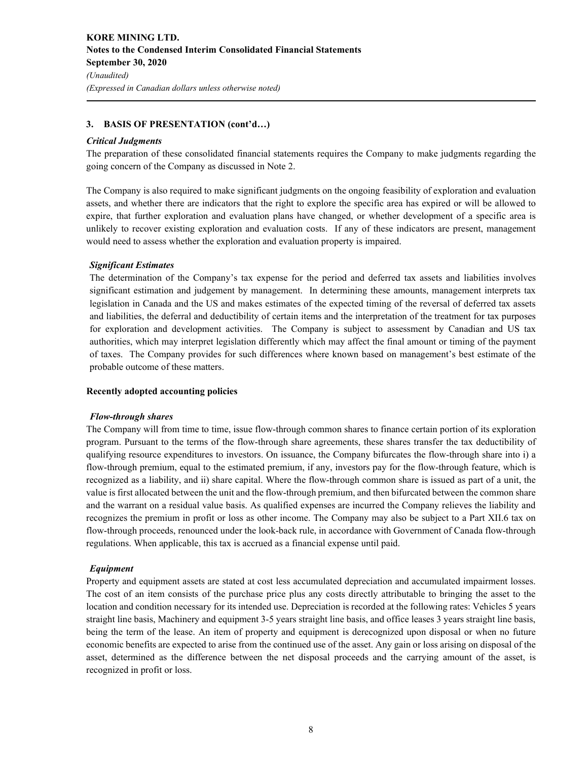## 3. BASIS OF PRESENTATION (cont'd…)

### *Critical Judgments*

The preparation of these consolidated financial statements requires the Company to make judgments regarding the going concern of the Company as discussed in Note 2.

The Company is also required to make significant judgments on the ongoing feasibility of exploration and evaluation assets, and whether there are indicators that the right to explore the specific area has expired or will be allowed to expire, that further exploration and evaluation plans have changed, or whether development of a specific area is unlikely to recover existing exploration and evaluation costs. If any of these indicators are present, management would need to assess whether the exploration and evaluation property is impaired.

### *Significant Estimates*

The determination of the Company's tax expense for the period and deferred tax assets and liabilities involves significant estimation and judgement by management. In determining these amounts, management interprets tax legislation in Canada and the US and makes estimates of the expected timing of the reversal of deferred tax assets and liabilities, the deferral and deductibility of certain items and the interpretation of the treatment for tax purposes for exploration and development activities. The Company is subject to assessment by Canadian and US tax authorities, which may interpret legislation differently which may affect the final amount or timing of the payment of taxes. The Company provides for such differences where known based on management's best estimate of the probable outcome of these matters.

### Recently adopted accounting policies

#### *Flow-through shares*

The Company will from time to time, issue flow-through common shares to finance certain portion of its exploration program. Pursuant to the terms of the flow-through share agreements, these shares transfer the tax deductibility of qualifying resource expenditures to investors. On issuance, the Company bifurcates the flow-through share into i) a flow-through premium, equal to the estimated premium, if any, investors pay for the flow-through feature, which is recognized as a liability, and ii) share capital. Where the flow-through common share is issued as part of a unit, the value is first allocated between the unit and the flow-through premium, and then bifurcated between the common share and the warrant on a residual value basis. As qualified expenses are incurred the Company relieves the liability and recognizes the premium in profit or loss as other income. The Company may also be subject to a Part XII.6 tax on flow-through proceeds, renounced under the look-back rule, in accordance with Government of Canada flow-through regulations. When applicable, this tax is accrued as a financial expense until paid.

#### *Equipment*

Property and equipment assets are stated at cost less accumulated depreciation and accumulated impairment losses. The cost of an item consists of the purchase price plus any costs directly attributable to bringing the asset to the location and condition necessary for its intended use. Depreciation is recorded at the following rates: Vehicles 5 years straight line basis, Machinery and equipment 3-5 years straight line basis, and office leases 3 years straight line basis, being the term of the lease. An item of property and equipment is derecognized upon disposal or when no future economic benefits are expected to arise from the continued use of the asset. Any gain or loss arising on disposal of the asset, determined as the difference between the net disposal proceeds and the carrying amount of the asset, is recognized in profit or loss.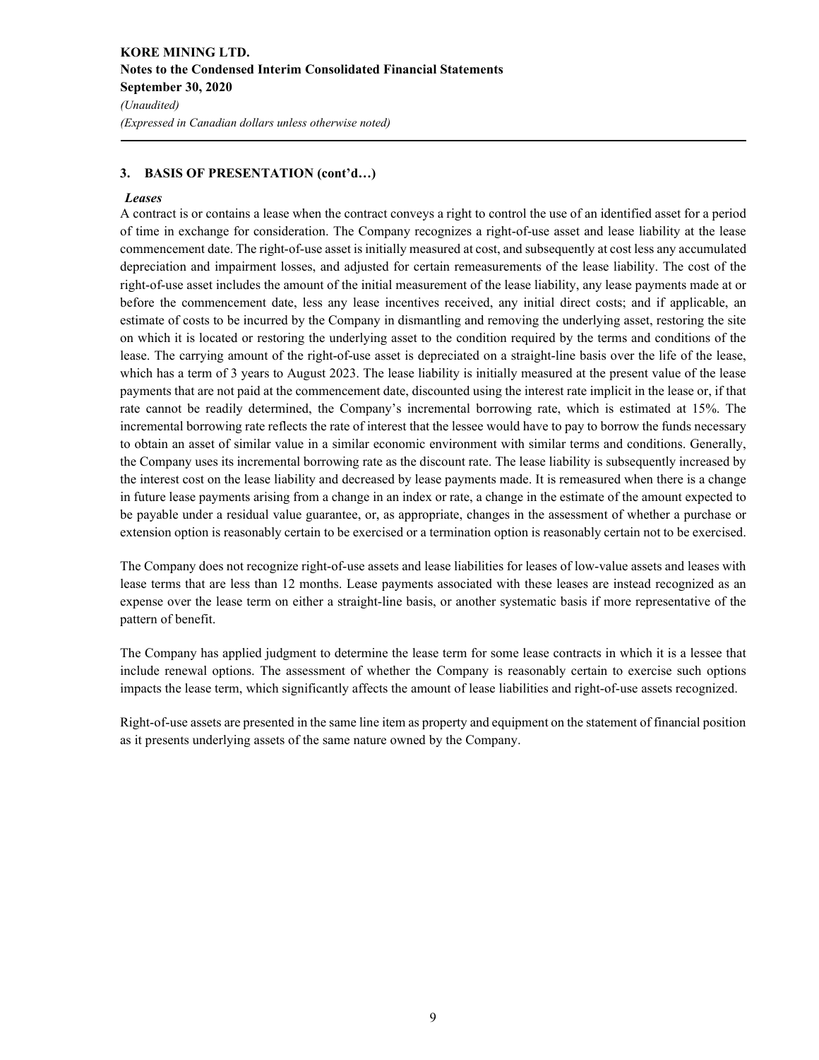## 3. BASIS OF PRESENTATION (cont'd…)

***Leases***

A contract is or contains a lease when the contract conveys a right to control the use of an identified asset for a period of time in exchange for consideration. The Company recognizes a right-of-use asset and lease liability at the lease commencement date. The right-of-use asset is initially measured at cost, and subsequently at cost less any accumulated depreciation and impairment losses, and adjusted for certain remeasurements of the lease liability. The cost of the right-of-use asset includes the amount of the initial measurement of the lease liability, any lease payments made at or before the commencement date, less any lease incentives received, any initial direct costs; and if applicable, an estimate of costs to be incurred by the Company in dismantling and removing the underlying asset, restoring the site on which it is located or restoring the underlying asset to the condition required by the terms and conditions of the lease. The carrying amount of the right-of-use asset is depreciated on a straight-line basis over the life of the lease, which has a term of 3 years to August 2023. The lease liability is initially measured at the present value of the lease payments that are not paid at the commencement date, discounted using the interest rate implicit in the lease or, if that rate cannot be readily determined, the Company's incremental borrowing rate, which is estimated at 15%. The incremental borrowing rate reflects the rate of interest that the lessee would have to pay to borrow the funds necessary to obtain an asset of similar value in a similar economic environment with similar terms and conditions. Generally, the Company uses its incremental borrowing rate as the discount rate. The lease liability is subsequently increased by the interest cost on the lease liability and decreased by lease payments made. It is remeasured when there is a change in future lease payments arising from a change in an index or rate, a change in the estimate of the amount expected to be payable under a residual value guarantee, or, as appropriate, changes in the assessment of whether a purchase or extension option is reasonably certain to be exercised or a termination option is reasonably certain not to be exercised.

The Company does not recognize right-of-use assets and lease liabilities for leases of low-value assets and leases with lease terms that are less than 12 months. Lease payments associated with these leases are instead recognized as an expense over the lease term on either a straight-line basis, or another systematic basis if more representative of the pattern of benefit.

The Company has applied judgment to determine the lease term for some lease contracts in which it is a lessee that include renewal options. The assessment of whether the Company is reasonably certain to exercise such options impacts the lease term, which significantly affects the amount of lease liabilities and right-of-use assets recognized.

Right-of-use assets are presented in the same line item as property and equipment on the statement of financial position as it presents underlying assets of the same nature owned by the Company.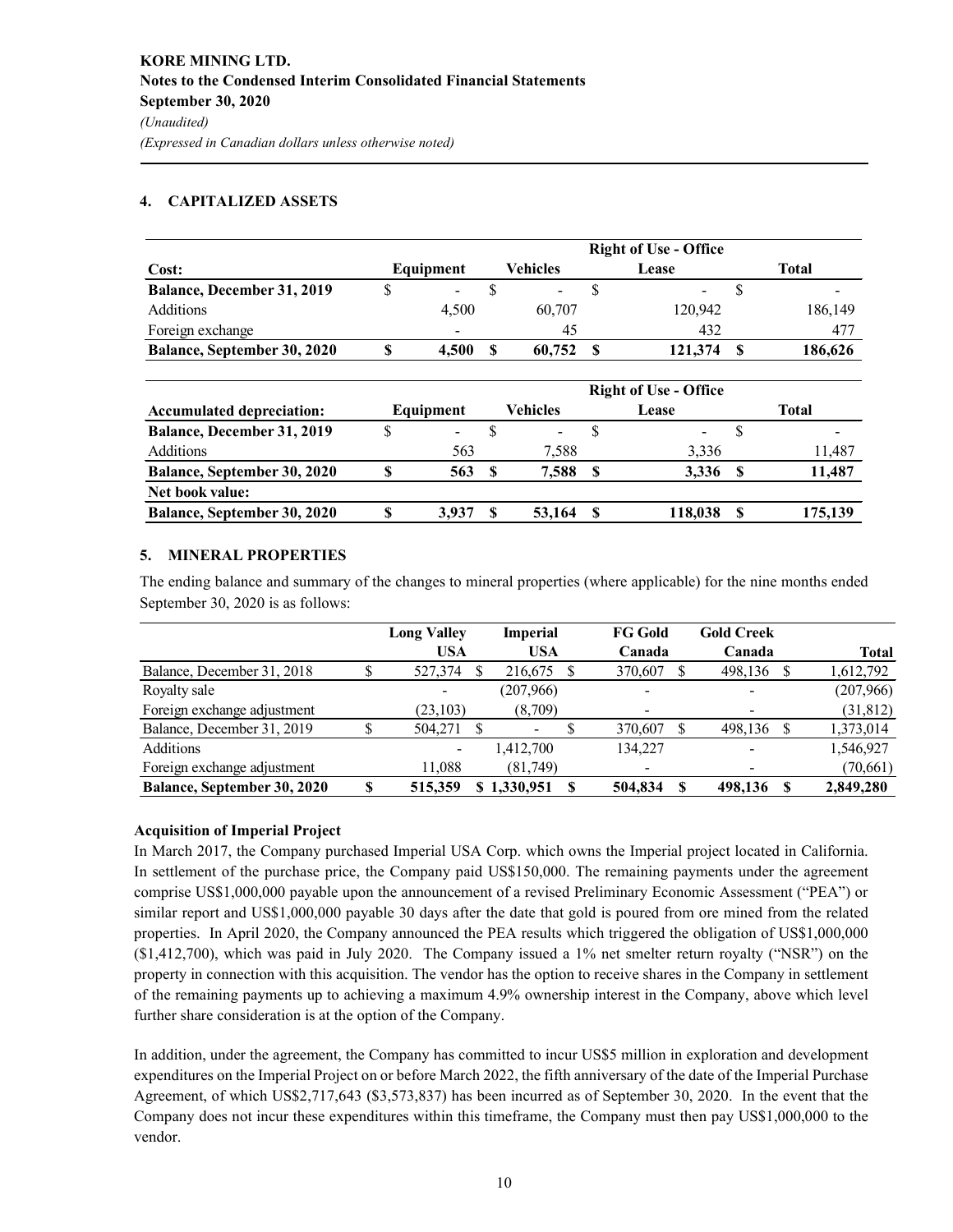## 4. CAPITALIZED ASSETS

| Cost: | Equipment | Vehicles | Right of Use - Office Lease | Total |
|---|---|---|---|---|
| **Balance, December 31, 2019** | $ - | $ - | $ - | $ - |
| Additions | 4,500 | 60,707 | 120,942 | 186,149 |
| Foreign exchange | - | 45 | 432 | 477 |
| **Balance, September 30, 2020** | **$ 4,500** | **$ 60,752** | **$ 121,374** | **$ 186,626** |

| Accumulated depreciation: | Equipment | Vehicles | Right of Use - Office Lease | Total |
|---|---|---|---|---|
| **Balance, December 31, 2019** | $ - | $ - | $ - | $ - |
| Additions | 563 | 7,588 | 3,336 | 11,487 |
| **Balance, September 30, 2020** | **$ 563** | **$ 7,588** | **$ 3,336** | **$ 11,487** |
| **Net book value:** | | | | |
| **Balance, September 30, 2020** | **$ 3,937** | **$ 53,164** | **$ 118,038** | **$ 175,139** |

## 5. MINERAL PROPERTIES

The ending balance and summary of the changes to mineral properties (where applicable) for the nine months ended September 30, 2020 is as follows:

| | Long Valley USA | Imperial USA | FG Gold Canada | Gold Creek Canada | Total |
|---|---|---|---|---|---|
| Balance, December 31, 2018 | $ 527,374 | $ 216,675 | $ 370,607 | $ 498,136 | $ 1,612,792 |
| Royalty sale | - | (207,966) | - | - | (207,966) |
| Foreign exchange adjustment | (23,103) | (8,709) | - | - | (31,812) |
| Balance, December 31, 2019 | $ 504,271 | $ - | $ 370,607 | $ 498,136 | $ 1,373,014 |
| Additions | - | 1,412,700 | 134,227 | - | 1,546,927 |
| Foreign exchange adjustment | 11,088 | (81,749) | - | - | (70,661) |
| **Balance, September 30, 2020** | **$ 515,359** | **$ 1,330,951** | **$ 504,834** | **$ 498,136** | **$ 2,849,280** |

### Acquisition of Imperial Project

In March 2017, the Company purchased Imperial USA Corp. which owns the Imperial project located in California. In settlement of the purchase price, the Company paid US$150,000. The remaining payments under the agreement comprise US$1,000,000 payable upon the announcement of a revised Preliminary Economic Assessment ("PEA") or similar report and US$1,000,000 payable 30 days after the date that gold is poured from ore mined from the related properties. In April 2020, the Company announced the PEA results which triggered the obligation of US$1,000,000 ($1,412,700), which was paid in July 2020. The Company issued a 1% net smelter return royalty ("NSR") on the property in connection with this acquisition. The vendor has the option to receive shares in the Company in settlement of the remaining payments up to achieving a maximum 4.9% ownership interest in the Company, above which level further share consideration is at the option of the Company.

In addition, under the agreement, the Company has committed to incur US$5 million in exploration and development expenditures on the Imperial Project on or before March 2022, the fifth anniversary of the date of the Imperial Purchase Agreement, of which US$2,717,643 ($3,573,837) has been incurred as of September 30, 2020. In the event that the Company does not incur these expenditures within this timeframe, the Company must then pay US$1,000,000 to the vendor.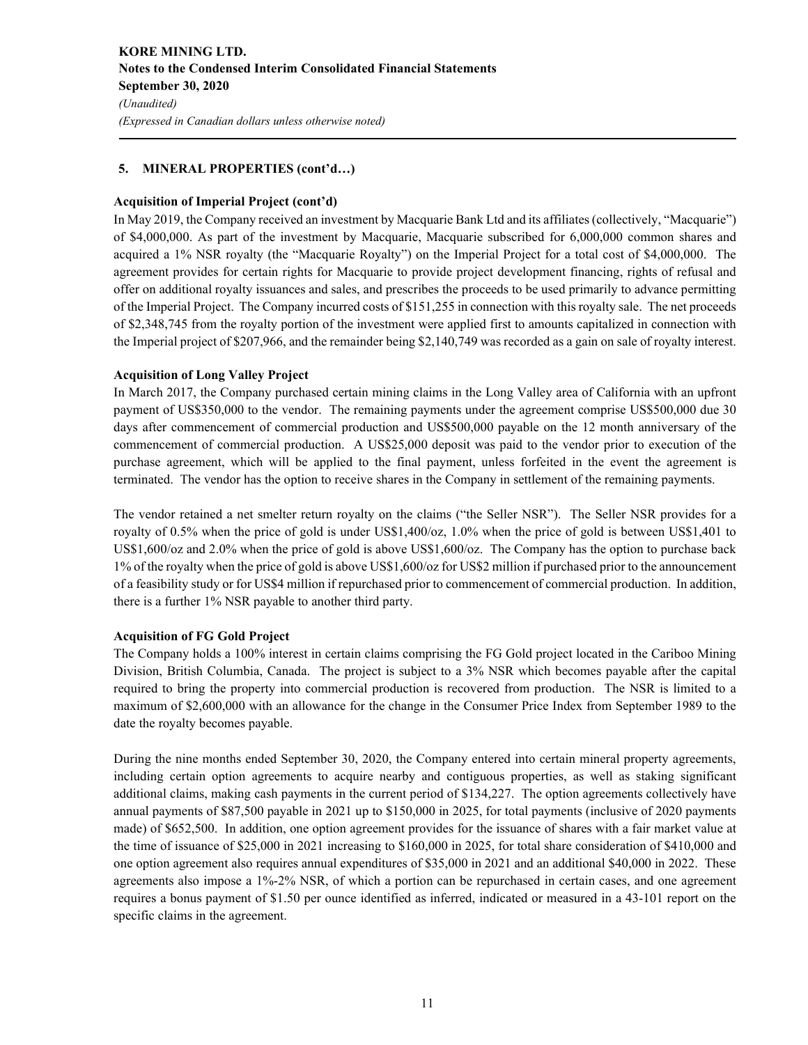## 5. MINERAL PROPERTIES (cont'd…)

### Acquisition of Imperial Project (cont'd)

In May 2019, the Company received an investment by Macquarie Bank Ltd and its affiliates (collectively, "Macquarie") of $4,000,000. As part of the investment by Macquarie, Macquarie subscribed for 6,000,000 common shares and acquired a 1% NSR royalty (the "Macquarie Royalty") on the Imperial Project for a total cost of $4,000,000. The agreement provides for certain rights for Macquarie to provide project development financing, rights of refusal and offer on additional royalty issuances and sales, and prescribes the proceeds to be used primarily to advance permitting of the Imperial Project. The Company incurred costs of $151,255 in connection with this royalty sale. The net proceeds of $2,348,745 from the royalty portion of the investment were applied first to amounts capitalized in connection with the Imperial project of $207,966, and the remainder being $2,140,749 was recorded as a gain on sale of royalty interest.

### Acquisition of Long Valley Project

In March 2017, the Company purchased certain mining claims in the Long Valley area of California with an upfront payment of US$350,000 to the vendor. The remaining payments under the agreement comprise US$500,000 due 30 days after commencement of commercial production and US$500,000 payable on the 12 month anniversary of the commencement of commercial production. A US$25,000 deposit was paid to the vendor prior to execution of the purchase agreement, which will be applied to the final payment, unless forfeited in the event the agreement is terminated. The vendor has the option to receive shares in the Company in settlement of the remaining payments.

The vendor retained a net smelter return royalty on the claims ("the Seller NSR"). The Seller NSR provides for a royalty of 0.5% when the price of gold is under US$1,400/oz, 1.0% when the price of gold is between US$1,401 to US$1,600/oz and 2.0% when the price of gold is above US$1,600/oz. The Company has the option to purchase back 1% of the royalty when the price of gold is above US$1,600/oz for US$2 million if purchased prior to the announcement of a feasibility study or for US$4 million if repurchased prior to commencement of commercial production. In addition, there is a further 1% NSR payable to another third party.

### Acquisition of FG Gold Project

The Company holds a 100% interest in certain claims comprising the FG Gold project located in the Cariboo Mining Division, British Columbia, Canada. The project is subject to a 3% NSR which becomes payable after the capital required to bring the property into commercial production is recovered from production. The NSR is limited to a maximum of $2,600,000 with an allowance for the change in the Consumer Price Index from September 1989 to the date the royalty becomes payable.

During the nine months ended September 30, 2020, the Company entered into certain mineral property agreements, including certain option agreements to acquire nearby and contiguous properties, as well as staking significant additional claims, making cash payments in the current period of $134,227. The option agreements collectively have annual payments of $87,500 payable in 2021 up to $150,000 in 2025, for total payments (inclusive of 2020 payments made) of $652,500. In addition, one option agreement provides for the issuance of shares with a fair market value at the time of issuance of $25,000 in 2021 increasing to $160,000 in 2025, for total share consideration of $410,000 and one option agreement also requires annual expenditures of $35,000 in 2021 and an additional $40,000 in 2022. These agreements also impose a 1%-2% NSR, of which a portion can be repurchased in certain cases, and one agreement requires a bonus payment of $1.50 per ounce identified as inferred, indicated or measured in a 43-101 report on the specific claims in the agreement.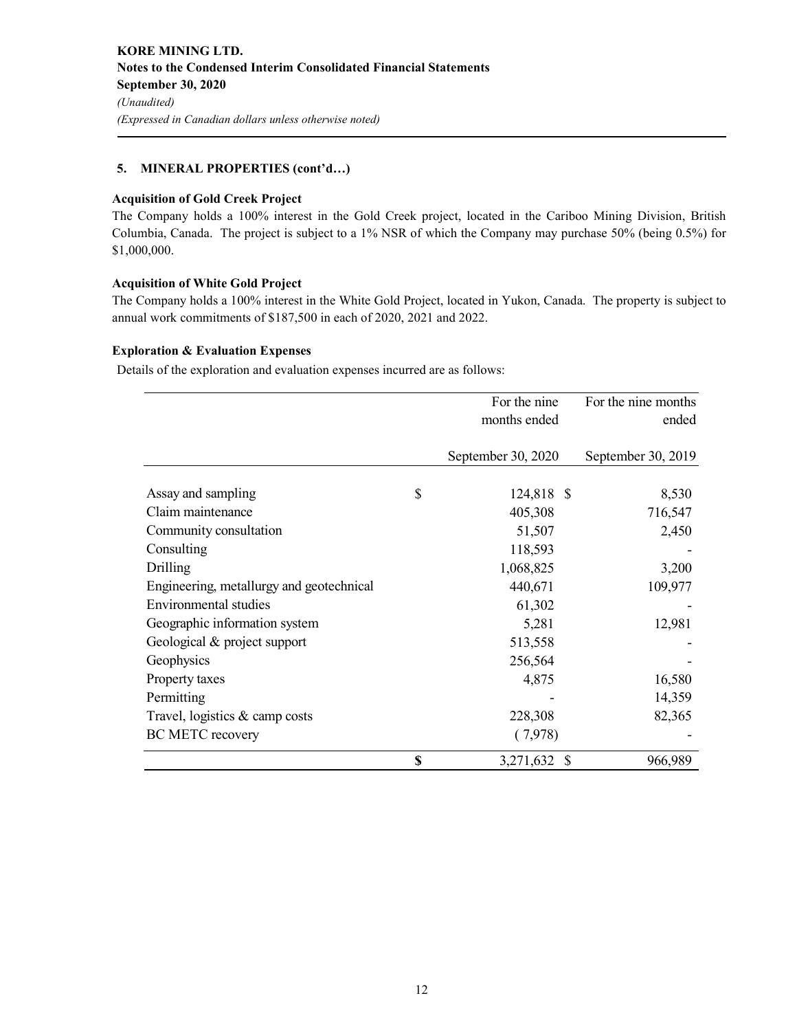## 5. MINERAL PROPERTIES (cont'd…)

### Acquisition of Gold Creek Project

The Company holds a 100% interest in the Gold Creek project, located in the Cariboo Mining Division, British Columbia, Canada. The project is subject to a 1% NSR of which the Company may purchase 50% (being 0.5%) for $1,000,000.

### Acquisition of White Gold Project

The Company holds a 100% interest in the White Gold Project, located in Yukon, Canada. The property is subject to annual work commitments of $187,500 in each of 2020, 2021 and 2022.

### Exploration & Evaluation Expenses

Details of the exploration and evaluation expenses incurred are as follows:

| | | For the nine months ended September 30, 2020 | For the nine months ended September 30, 2019 |
|---|---|---|---|
| Assay and sampling | $ | 124,818 | $ 8,530 |
| Claim maintenance | | 405,308 | 716,547 |
| Community consultation | | 51,507 | 2,450 |
| Consulting | | 118,593 | - |
| Drilling | | 1,068,825 | 3,200 |
| Engineering, metallurgy and geotechnical | | 440,671 | 109,977 |
| Environmental studies | | 61,302 | - |
| Geographic information system | | 5,281 | 12,981 |
| Geological & project support | | 513,558 | - |
| Geophysics | | 256,564 | - |
| Property taxes | | 4,875 | 16,580 |
| Permitting | | - | 14,359 |
| Travel, logistics & camp costs | | 228,308 | 82,365 |
| BC METC recovery | | (7,978) | - |
| | **$** | 3,271,632 | $ 966,989 |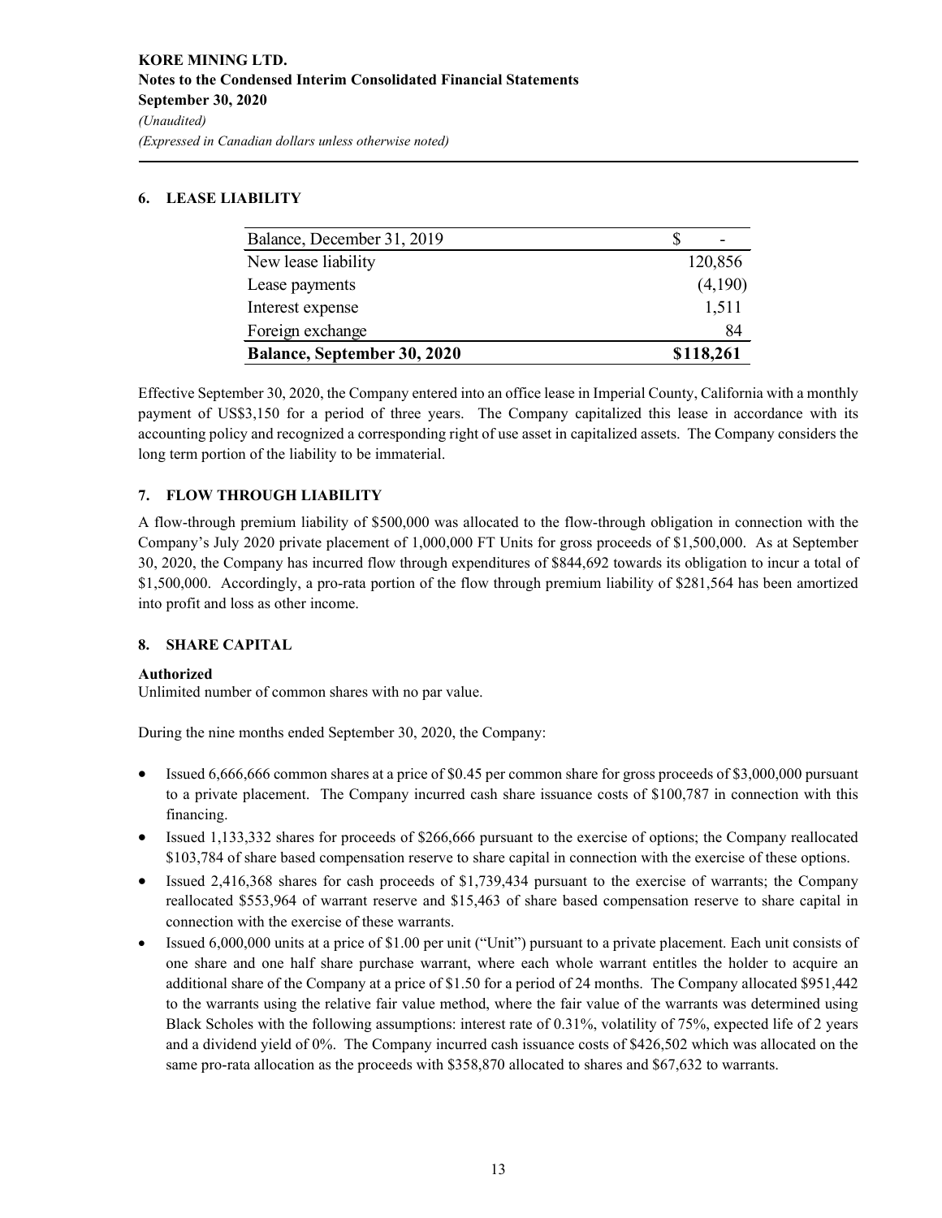## 6. LEASE LIABILITY

| | |
|---|---|
| Balance, December 31, 2019 | $ - |
| New lease liability | 120,856 |
| Lease payments | (4,190) |
| Interest expense | 1,511 |
| Foreign exchange | 84 |
| **Balance, September 30, 2020** | **$118,261** |

Effective September 30, 2020, the Company entered into an office lease in Imperial County, California with a monthly payment of US$3,150 for a period of three years. The Company capitalized this lease in accordance with its accounting policy and recognized a corresponding right of use asset in capitalized assets. The Company considers the long term portion of the liability to be immaterial.

## 7. FLOW THROUGH LIABILITY

A flow-through premium liability of $500,000 was allocated to the flow-through obligation in connection with the Company's July 2020 private placement of 1,000,000 FT Units for gross proceeds of $1,500,000. As at September 30, 2020, the Company has incurred flow through expenditures of $844,692 towards its obligation to incur a total of $1,500,000. Accordingly, a pro-rata portion of the flow through premium liability of $281,564 has been amortized into profit and loss as other income.

## 8. SHARE CAPITAL

**Authorized**

Unlimited number of common shares with no par value.

During the nine months ended September 30, 2020, the Company:

- Issued 6,666,666 common shares at a price of $0.45 per common share for gross proceeds of $3,000,000 pursuant to a private placement. The Company incurred cash share issuance costs of $100,787 in connection with this financing.
- Issued 1,133,332 shares for proceeds of $266,666 pursuant to the exercise of options; the Company reallocated $103,784 of share based compensation reserve to share capital in connection with the exercise of these options.
- Issued 2,416,368 shares for cash proceeds of $1,739,434 pursuant to the exercise of warrants; the Company reallocated $553,964 of warrant reserve and $15,463 of share based compensation reserve to share capital in connection with the exercise of these warrants.
- Issued 6,000,000 units at a price of $1.00 per unit ("Unit") pursuant to a private placement. Each unit consists of one share and one half share purchase warrant, where each whole warrant entitles the holder to acquire an additional share of the Company at a price of $1.50 for a period of 24 months. The Company allocated $951,442 to the warrants using the relative fair value method, where the fair value of the warrants was determined using Black Scholes with the following assumptions: interest rate of 0.31%, volatility of 75%, expected life of 2 years and a dividend yield of 0%. The Company incurred cash issuance costs of $426,502 which was allocated on the same pro-rata allocation as the proceeds with $358,870 allocated to shares and $67,632 to warrants.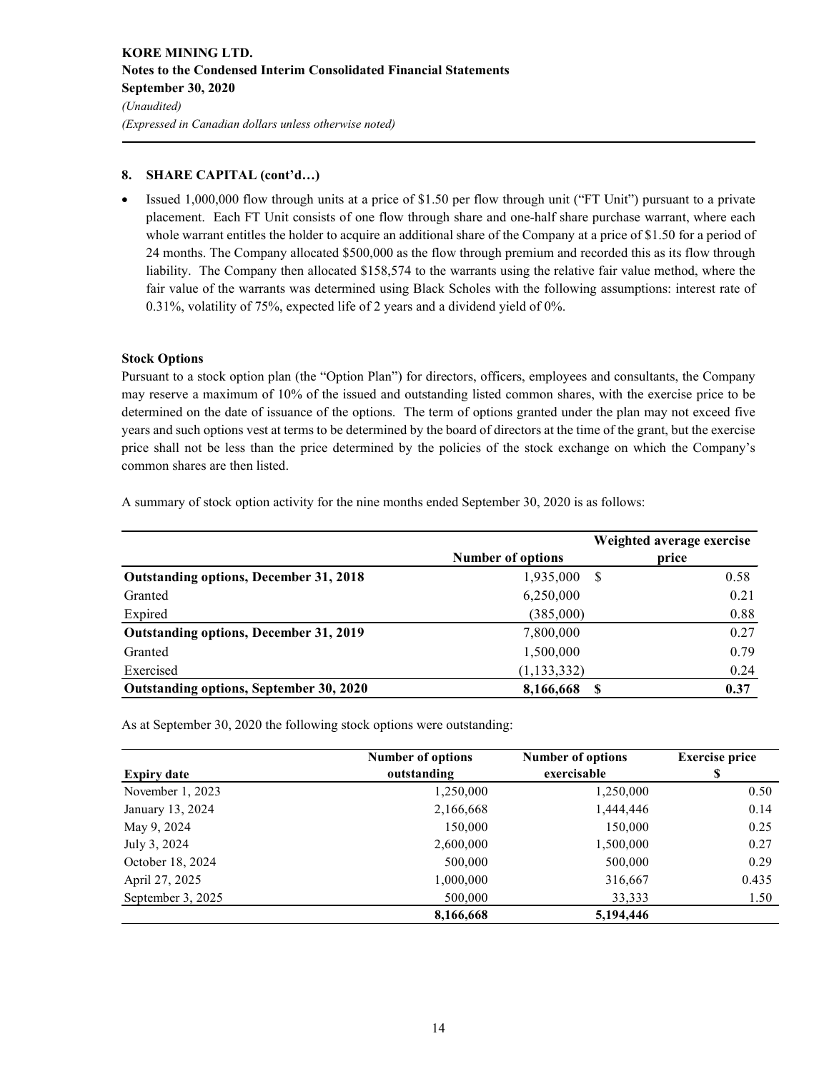## 8. SHARE CAPITAL (cont'd…)

- Issued 1,000,000 flow through units at a price of $1.50 per flow through unit ("FT Unit") pursuant to a private placement. Each FT Unit consists of one flow through share and one-half share purchase warrant, where each whole warrant entitles the holder to acquire an additional share of the Company at a price of $1.50 for a period of 24 months. The Company allocated $500,000 as the flow through premium and recorded this as its flow through liability. The Company then allocated $158,574 to the warrants using the relative fair value method, where the fair value of the warrants was determined using Black Scholes with the following assumptions: interest rate of 0.31%, volatility of 75%, expected life of 2 years and a dividend yield of 0%.

### Stock Options

Pursuant to a stock option plan (the "Option Plan") for directors, officers, employees and consultants, the Company may reserve a maximum of 10% of the issued and outstanding listed common shares, with the exercise price to be determined on the date of issuance of the options. The term of options granted under the plan may not exceed five years and such options vest at terms to be determined by the board of directors at the time of the grant, but the exercise price shall not be less than the price determined by the policies of the stock exchange on which the Company's common shares are then listed.

A summary of stock option activity for the nine months ended September 30, 2020 is as follows:

| | Number of options | Weighted average exercise price |
|---|---|---|
| **Outstanding options, December 31, 2018** | 1,935,000 | $ 0.58 |
| Granted | 6,250,000 | 0.21 |
| Expired | (385,000) | 0.88 |
| **Outstanding options, December 31, 2019** | 7,800,000 | 0.27 |
| Granted | 1,500,000 | 0.79 |
| Exercised | (1,133,332) | 0.24 |
| **Outstanding options, September 30, 2020** | **8,166,668** | **$ 0.37** |

As at September 30, 2020 the following stock options were outstanding:

| Expiry date | Number of options outstanding | Number of options exercisable | Exercise price $ |
|---|---|---|---|
| November 1, 2023 | 1,250,000 | 1,250,000 | 0.50 |
| January 13, 2024 | 2,166,668 | 1,444,446 | 0.14 |
| May 9, 2024 | 150,000 | 150,000 | 0.25 |
| July 3, 2024 | 2,600,000 | 1,500,000 | 0.27 |
| October 18, 2024 | 500,000 | 500,000 | 0.29 |
| April 27, 2025 | 1,000,000 | 316,667 | 0.435 |
| September 3, 2025 | 500,000 | 33,333 | 1.50 |
| | **8,166,668** | **5,194,446** | |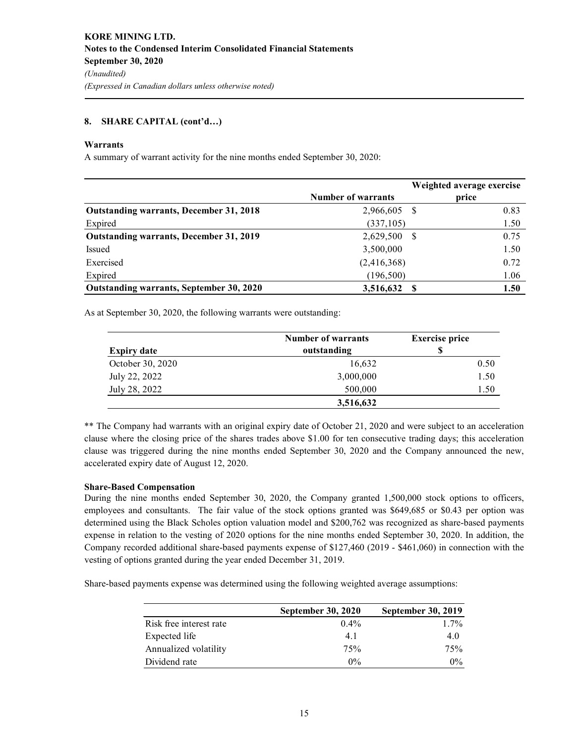## 8. SHARE CAPITAL (cont'd…)

### Warrants

A summary of warrant activity for the nine months ended September 30, 2020:

| | Number of warrants | Weighted average exercise price |
|---|---|---|
| **Outstanding warrants, December 31, 2018** | 2,966,605 | $ 0.83 |
| Expired | (337,105) | 1.50 |
| **Outstanding warrants, December 31, 2019** | 2,629,500 | $ 0.75 |
| Issued | 3,500,000 | 1.50 |
| Exercised | (2,416,368) | 0.72 |
| Expired | (196,500) | 1.06 |
| **Outstanding warrants, September 30, 2020** | **3,516,632** | **$ 1.50** |

As at September 30, 2020, the following warrants were outstanding:

| Expiry date | Number of warrants outstanding | Exercise price $ |
|---|---|---|
| October 30, 2020 | 16,632 | 0.50 |
| July 22, 2022 | 3,000,000 | 1.50 |
| July 28, 2022 | 500,000 | 1.50 |
| | **3,516,632** | |

** The Company had warrants with an original expiry date of October 21, 2020 and were subject to an acceleration clause where the closing price of the shares trades above $1.00 for ten consecutive trading days; this acceleration clause was triggered during the nine months ended September 30, 2020 and the Company announced the new, accelerated expiry date of August 12, 2020.

### Share-Based Compensation

During the nine months ended September 30, 2020, the Company granted 1,500,000 stock options to officers, employees and consultants. The fair value of the stock options granted was $649,685 or $0.43 per option was determined using the Black Scholes option valuation model and $200,762 was recognized as share-based payments expense in relation to the vesting of 2020 options for the nine months ended September 30, 2020. In addition, the Company recorded additional share-based payments expense of $127,460 (2019 - $461,060) in connection with the vesting of options granted during the year ended December 31, 2019.

Share-based payments expense was determined using the following weighted average assumptions:

| | September 30, 2020 | September 30, 2019 |
|---|---|---|
| Risk free interest rate | 0.4% | 1.7% |
| Expected life | 4.1 | 4.0 |
| Annualized volatility | 75% | 75% |
| Dividend rate | 0% | 0% |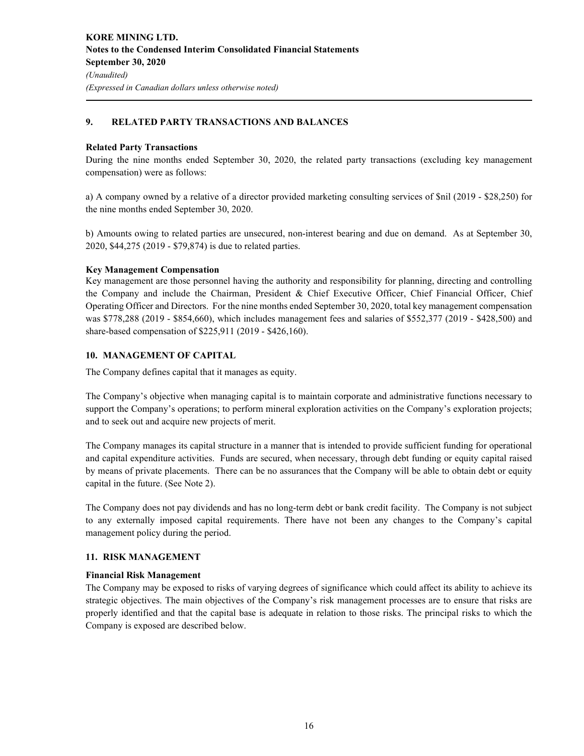## 9. RELATED PARTY TRANSACTIONS AND BALANCES

**Related Party Transactions**

During the nine months ended September 30, 2020, the related party transactions (excluding key management compensation) were as follows:

a) A company owned by a relative of a director provided marketing consulting services of $nil (2019 - $28,250) for the nine months ended September 30, 2020.

b) Amounts owing to related parties are unsecured, non-interest bearing and due on demand. As at September 30, 2020, $44,275 (2019 - $79,874) is due to related parties.

**Key Management Compensation**

Key management are those personnel having the authority and responsibility for planning, directing and controlling the Company and include the Chairman, President & Chief Executive Officer, Chief Financial Officer, Chief Operating Officer and Directors. For the nine months ended September 30, 2020, total key management compensation was $778,288 (2019 - $854,660), which includes management fees and salaries of $552,377 (2019 - $428,500) and share-based compensation of $225,911 (2019 - $426,160).

## 10. MANAGEMENT OF CAPITAL

The Company defines capital that it manages as equity.

The Company's objective when managing capital is to maintain corporate and administrative functions necessary to support the Company's operations; to perform mineral exploration activities on the Company's exploration projects; and to seek out and acquire new projects of merit.

The Company manages its capital structure in a manner that is intended to provide sufficient funding for operational and capital expenditure activities. Funds are secured, when necessary, through debt funding or equity capital raised by means of private placements. There can be no assurances that the Company will be able to obtain debt or equity capital in the future. (See Note 2).

The Company does not pay dividends and has no long-term debt or bank credit facility. The Company is not subject to any externally imposed capital requirements. There have not been any changes to the Company's capital management policy during the period.

## 11. RISK MANAGEMENT

**Financial Risk Management**

The Company may be exposed to risks of varying degrees of significance which could affect its ability to achieve its strategic objectives. The main objectives of the Company's risk management processes are to ensure that risks are properly identified and that the capital base is adequate in relation to those risks. The principal risks to which the Company is exposed are described below.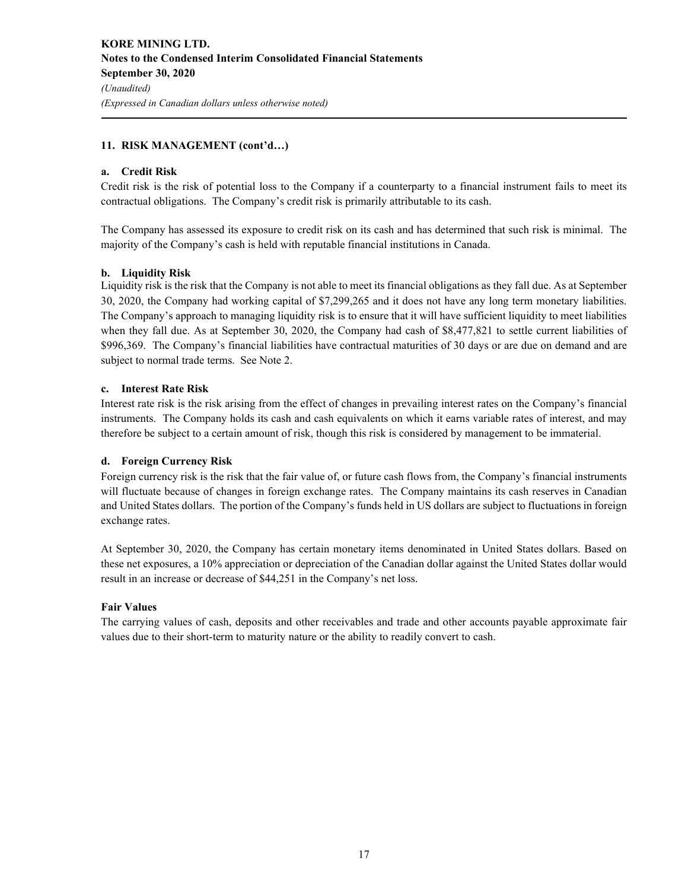## 11. RISK MANAGEMENT (cont'd…)

### a. Credit Risk

Credit risk is the risk of potential loss to the Company if a counterparty to a financial instrument fails to meet its contractual obligations. The Company's credit risk is primarily attributable to its cash.

The Company has assessed its exposure to credit risk on its cash and has determined that such risk is minimal. The majority of the Company's cash is held with reputable financial institutions in Canada.

### b. Liquidity Risk

Liquidity risk is the risk that the Company is not able to meet its financial obligations as they fall due. As at September 30, 2020, the Company had working capital of $7,299,265 and it does not have any long term monetary liabilities. The Company's approach to managing liquidity risk is to ensure that it will have sufficient liquidity to meet liabilities when they fall due. As at September 30, 2020, the Company had cash of $8,477,821 to settle current liabilities of $996,369. The Company's financial liabilities have contractual maturities of 30 days or are due on demand and are subject to normal trade terms. See Note 2.

### c. Interest Rate Risk

Interest rate risk is the risk arising from the effect of changes in prevailing interest rates on the Company's financial instruments. The Company holds its cash and cash equivalents on which it earns variable rates of interest, and may therefore be subject to a certain amount of risk, though this risk is considered by management to be immaterial.

### d. Foreign Currency Risk

Foreign currency risk is the risk that the fair value of, or future cash flows from, the Company's financial instruments will fluctuate because of changes in foreign exchange rates. The Company maintains its cash reserves in Canadian and United States dollars. The portion of the Company's funds held in US dollars are subject to fluctuations in foreign exchange rates.

At September 30, 2020, the Company has certain monetary items denominated in United States dollars. Based on these net exposures, a 10% appreciation or depreciation of the Canadian dollar against the United States dollar would result in an increase or decrease of $44,251 in the Company's net loss.

### Fair Values

The carrying values of cash, deposits and other receivables and trade and other accounts payable approximate fair values due to their short-term to maturity nature or the ability to readily convert to cash.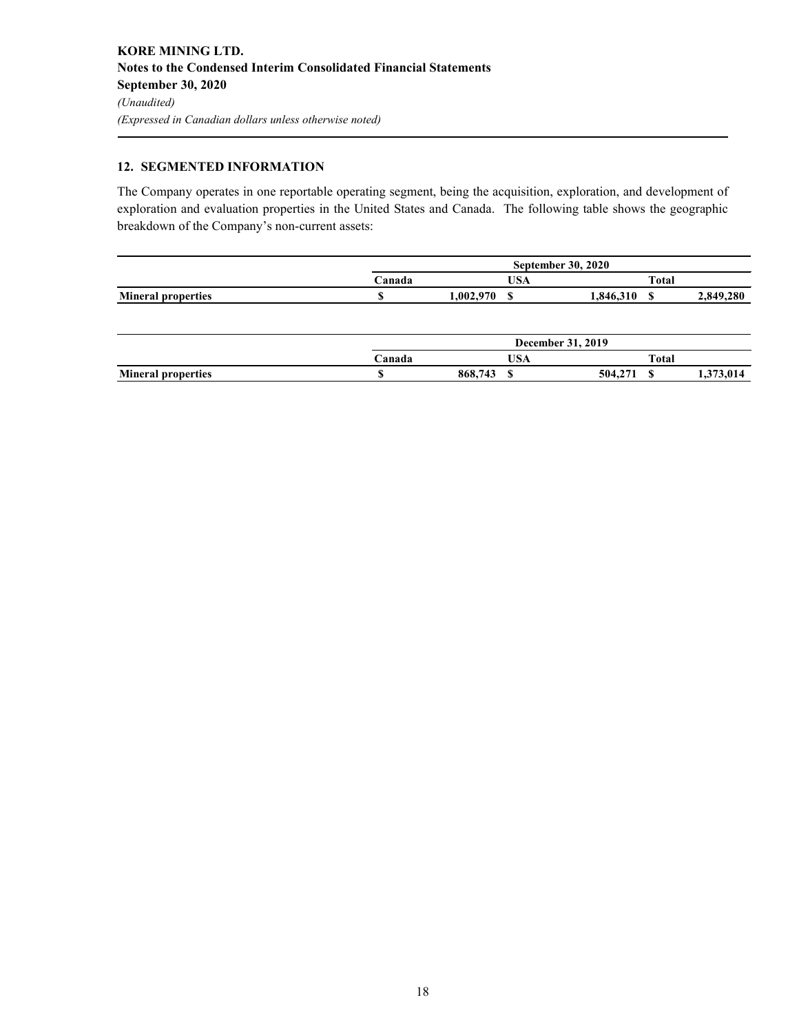KORE MINING LTD.
Notes to the Condensed Interim Consolidated Financial Statements
September 30, 2020
*(Unaudited)*
*(Expressed in Canadian dollars unless otherwise noted)*

## 12. SEGMENTED INFORMATION

The Company operates in one reportable operating segment, being the acquisition, exploration, and development of exploration and evaluation properties in the United States and Canada. The following table shows the geographic breakdown of the Company's non-current assets:

| | September 30, 2020 | | |
|---|---|---|---|
| | Canada | USA | Total |
| **Mineral properties** | $ 1,002,970 | $ 1,846,310 | $ 2,849,280 |

| | December 31, 2019 | | |
|---|---|---|---|
| | Canada | USA | Total |
| **Mineral properties** | $ 868,743 | $ 504,271 | $ 1,373,014 |